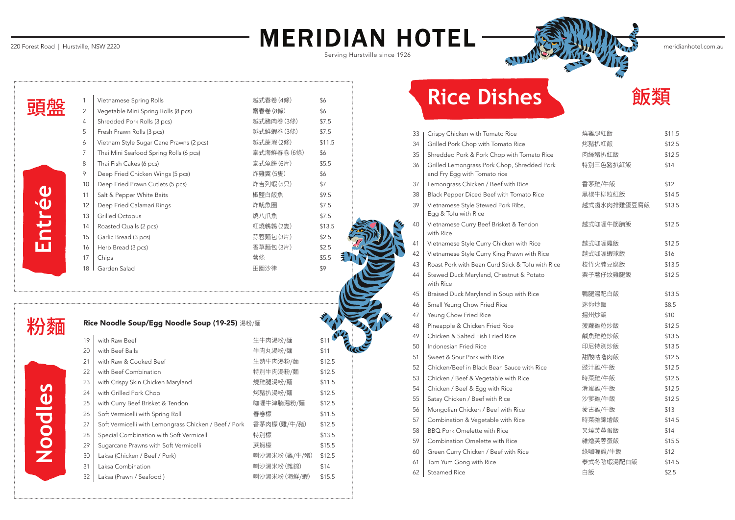# MERIDIAN HOTEL

Serving Hurstville since 1926

220 Forest Road | Hurstville, NSW 2220

meridianhotel.com.au

## Entrée 頭盤

| No. | Item | 中文 | Price |
|---|---|---|---|
| 1 | Vietnamese Spring Rolls | 越式春卷 (4條) | $6 |
| 2 | Vegetable Mini Spring Rolls (8 pcs) | 齋春卷 (8條) | $6 |
| 4 | Shredded Pork Rolls (3 pcs) | 越式豬肉卷 (3條) | $7.5 |
| 5 | Fresh Prawn Rolls (3 pcs) | 越式鮮蝦卷 (3條) | $7.5 |
| 6 | Vietnam Style Sugar Cane Prawns (2 pcs) | 越式蔗蝦 (2條) | $11.5 |
| 7 | Thai Mini Seafood Spring Rolls (6 pcs) | 泰式海鮮春卷 (6條) | $6 |
| 8 | Thai Fish Cakes (6 pcs) | 泰式魚餅 (6片) | $5.5 |
| 9 | Deep Fried Chicken Wings (5 pcs) | 炸雞翼 (5隻) | $6 |
| 10 | Deep Fried Prawn Cutlets (5 pcs) | 炸吉列蝦 (5只) | $7 |
| 11 | Salt & Pepper White Baits | 椒鹽白飯魚 | $9.5 |
| 12 | Deep Fried Calamari Rings | 炸魷魚圈 | $7.5 |
| 13 | Grilled Octopus | 燒八爪魚 | $7.5 |
| 14 | Roasted Quails (2 pcs) | 紅燒鵪鶉 (2隻) | $13.5 |
| 15 | Garlic Bread (3 pcs) | 蒜蓉麵包 (3片) | $2.5 |
| 16 | Herb Bread (3 pcs) | 香草麵包 (3片) | $2.5 |
| 17 | Chips | 薯條 | $5.5 |
| 18 | Garden Salad | 田園沙律 | $9 |

## Noodles 粉麵

### Rice Noodle Soup/Egg Noodle Soup (19-25) 湯粉/麵

| No. | Item | 中文 | Price |
|---|---|---|---|
| 19 | with Raw Beef | 生牛肉湯粉/麵 | $11 |
| 20 | with Beef Balls | 牛肉丸湯粉/麵 | $11 |
| 21 | with Raw & Cooked Beef | 生熟牛肉湯粉/麵 | $12.5 |
| 22 | with Beef Combination | 特別牛肉湯粉/麵 | $12.5 |
| 23 | with Crispy Skin Chicken Maryland | 燒雞腿湯粉/麵 | $11.5 |
| 24 | with Grilled Pork Chop | 烤豬扒湯粉/麵 | $12.5 |
| 25 | with Curry Beef Brisket & Tendon | 咖喱牛津腩湯粉/麵 | $12.5 |
| 26 | Soft Vermicelli with Spring Roll | 春卷檬 | $11.5 |
| 27 | Soft Vermicelli with Lemongrass Chicken / Beef / Pork | 香茅肉檬 (雞/牛/豬) | $12.5 |
| 28 | Special Combination with Soft Vermicelli | 特別檬 | $13.5 |
| 29 | Sugarcane Prawns with Soft Vermicelli | 蔗蝦檬 | $15.5 |
| 30 | Laksa (Chicken / Beef / Pork) | 喇沙湯米粉 (雞/牛/豬) | $12.5 |
| 31 | Laksa Combination | 喇沙湯米粉 (雜錦) | $14 |
| 32 | Laksa (Prawn / Seafood ) | 喇沙湯米粉 (海鮮/蝦) | $15.5 |

## Rice Dishes 飯類

| No. | Item | 中文 | Price |
|---|---|---|---|
| 33 | Crispy Chicken with Tomato Rice | 燒雞腿紅飯 | $11.5 |
| 34 | Grilled Pork Chop with Tomato Rice | 烤豬扒紅飯 | $12.5 |
| 35 | Shredded Pork & Pork Chop with Tomato Rice | 肉絲豬扒紅飯 | $12.5 |
| 36 | Grilled Lemongrass Pork Chop, Shredded Pork and Fry Egg with Tomato rice | 特別三色豬扒紅飯 | $14 |
| 37 | Lemongrass Chicken / Beef with Rice | 香茅雞/牛飯 | $12 |
| 38 | Black Pepper Diced Beef with Tomato Rice | 黑椒牛柳粒紅飯 | $14.5 |
| 39 | Vietnamese Style Stewed Pork Ribs, Egg & Tofu with Rice | 越式鹵水肉排雞蛋豆腐飯 | $13.5 |
| 40 | Vietnamese Curry Beef Brisket & Tendon with Rice | 越式咖喱牛筋腩飯 | $12.5 |
| 41 | Vietnamese Style Curry Chicken with Rice | 越式咖喱雞飯 | $12.5 |
| 42 | Vietnamese Style Curry King Prawn with Rice | 越式咖喱蝦球飯 | $16 |
| 43 | Roast Pork with Bean Curd Stick & Tofu with Rice | 枝竹火腩豆腐飯 | $13.5 |
| 44 | Stewed Duck Maryland, Chestnut & Potato with Rice | 栗子薯仔炆雞腿飯 | $12.5 |
| 45 | Braised Duck Maryland in Soup with Rice | 鴨腿湯配白飯 | $13.5 |
| 46 | Small Yeung Chow Fried Rice | 迷你炒飯 | $8.5 |
| 47 | Yeung Chow Fried Rice | 揚州炒飯 | $10 |
| 48 | Pineapple & Chicken Fried Rice | 菠蘿雞粒炒飯 | $12.5 |
| 49 | Chicken & Salted Fish Fried Rice | 鹹魚雞粒炒飯 | $13.5 |
| 50 | Indonesian Fried Rice | 印尼特別炒飯 | $13.5 |
| 51 | Sweet & Sour Pork with Rice | 甜酸咕嚕肉飯 | $12.5 |
| 52 | Chicken/Beef in Black Bean Sauce with Rice | 豉汁雞/牛飯 | $12.5 |
| 53 | Chicken / Beef & Vegetable with Rice | 時菜雞/牛飯 | $12.5 |
| 54 | Chicken / Beef & Egg with Rice | 滑蛋雞/牛飯 | $12.5 |
| 55 | Satay Chicken / Beef with Rice | 沙爹雞/牛飯 | $12.5 |
| 56 | Mongolian Chicken / Beef with Rice | 蒙古雞/牛飯 | $13 |
| 57 | Combination & Vegetable with Rice | 時菜雜錦燴飯 | $14.5 |
| 58 | BBQ Pork Omelette with Rice | 叉燒芙蓉蛋飯 | $14 |
| 59 | Combination Omelette with Rice | 雜燴芙蓉蛋飯 | $15.5 |
| 60 | Green Curry Chicken / Beef with Rice | 綠咖喱雞/牛飯 | $12 |
| 61 | Tom Yum Gong with Rice | 泰式冬陰蝦湯配白飯 | $14.5 |
| 62 | Steamed Rice | 白飯 | $2.5 |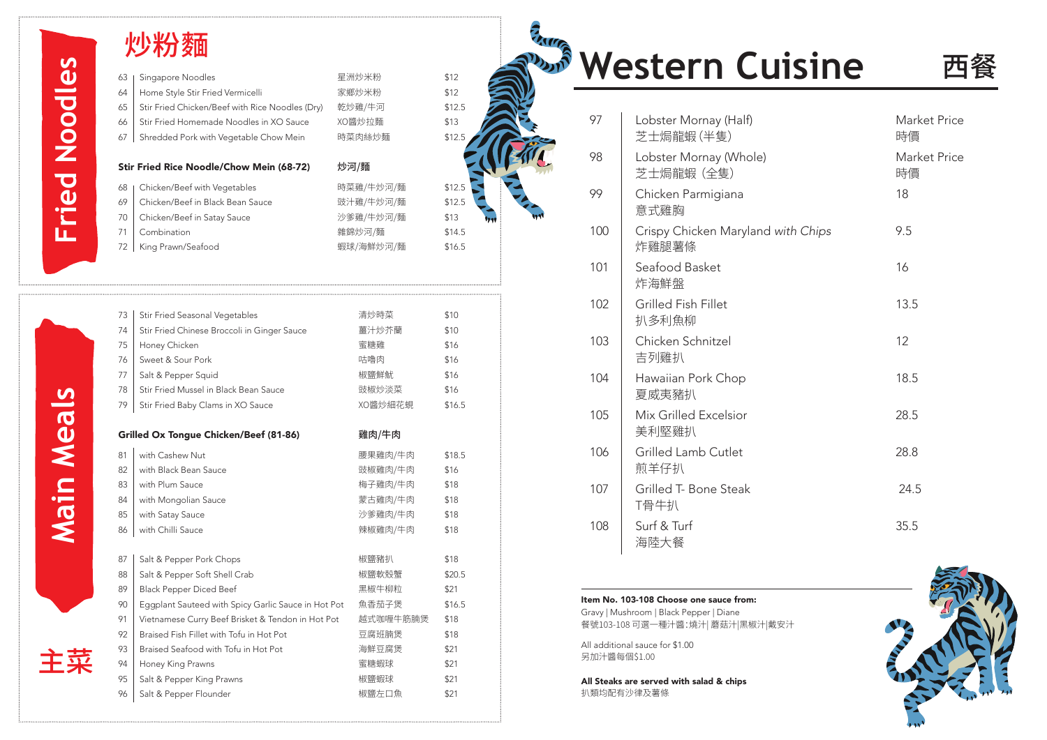# Fried Noodles

## 炒粉麵

| | | | |
|---|---|---|---|
| 63 | Singapore Noodles | 星洲炒米粉 | $12 |
| 64 | Home Style Stir Fried Vermicelli | 家鄉炒米粉 | $12 |
| 65 | Stir Fried Chicken/Beef with Rice Noodles (Dry) | 乾炒雞/牛河 | $12.5 |
| 66 | Stir Fried Homemade Noodles in XO Sauce | XO醬炒拉麵 | $13 |
| 67 | Shredded Pork with Vegetable Chow Mein | 時菜肉絲炒麵 | $12.5 |

### Stir Fried Rice Noodle/Chow Mein (68-72) 炒河/麵

| | | | |
|---|---|---|---|
| 68 | Chicken/Beef with Vegetables | 時菜雞/牛炒河/麵 | $12.5 |
| 69 | Chicken/Beef in Black Bean Sauce | 豉汁雞/牛炒河/麵 | $12.5 |
| 70 | Chicken/Beef in Satay Sauce | 沙爹雞/牛炒河/麵 | $13 |
| 71 | Combination | 雜錦炒河/麵 | $14.5 |
| 72 | King Prawn/Seafood | 蝦球/海鮮炒河/麵 | $16.5 |

# Main Meals

## 主菜

| | | | |
|---|---|---|---|
| 73 | Stir Fried Seasonal Vegetables | 清炒時菜 | $10 |
| 74 | Stir Fried Chinese Broccoli in Ginger Sauce | 薑汁炒芥蘭 | $10 |
| 75 | Honey Chicken | 蜜糖雞 | $16 |
| 76 | Sweet & Sour Pork | 咕嚕肉 | $16 |
| 77 | Salt & Pepper Squid | 椒鹽鮮魷 | $16 |
| 78 | Stir Fried Mussel in Black Bean Sauce | 豉椒炒淡菜 | $16 |
| 79 | Stir Fried Baby Clams in XO Sauce | XO醬炒細花蜆 | $16.5 |

### Grilled Ox Tongue Chicken/Beef (81-86) 雞肉/牛肉

| | | | |
|---|---|---|---|
| 81 | with Cashew Nut | 腰果雞肉/牛肉 | $18.5 |
| 82 | with Black Bean Sauce | 豉椒雞肉/牛肉 | $16 |
| 83 | with Plum Sauce | 梅子雞肉/牛肉 | $18 |
| 84 | with Mongolian Sauce | 蒙古雞肉/牛肉 | $18 |
| 85 | with Satay Sauce | 沙爹雞肉/牛肉 | $18 |
| 86 | with Chilli Sauce | 辣椒雞肉/牛肉 | $18 |

| | | | |
|---|---|---|---|
| 87 | Salt & Pepper Pork Chops | 椒鹽豬扒 | $18 |
| 88 | Salt & Pepper Soft Shell Crab | 椒鹽軟殼蟹 | $20.5 |
| 89 | Black Pepper Diced Beef | 黑椒牛柳粒 | $21 |
| 90 | Eggplant Sauteed with Spicy Garlic Sauce in Hot Pot | 魚香茄子煲 | $16.5 |
| 91 | Vietnamese Curry Beef Brisket & Tendon in Hot Pot | 越式咖喱牛筋腩煲 | $18 |
| 92 | Braised Fish Fillet with Tofu in Hot Pot | 豆腐班腩煲 | $18 |
| 93 | Braised Seafood with Tofu in Hot Pot | 海鮮豆腐煲 | $21 |
| 94 | Honey King Prawns | 蜜糖蝦球 | $21 |
| 95 | Salt & Pepper King Prawns | 椒鹽蝦球 | $21 |
| 96 | Salt & Pepper Flounder | 椒鹽左口魚 | $21 |

# Western Cuisine 西餐

| | | |
|---|---|---|
| 97 | Lobster Mornay (Half) 芝士焗龍蝦 (半隻) | Market Price 時價 |
| 98 | Lobster Mornay (Whole) 芝士焗龍蝦 (全隻) | Market Price 時價 |
| 99 | Chicken Parmigiana 意式雞胸 | 18 |
| 100 | Crispy Chicken Maryland *with* Chips 炸雞腿薯條 | 9.5 |
| 101 | Seafood Basket 炸海鮮盤 | 16 |
| 102 | Grilled Fish Fillet 扒多利魚柳 | 13.5 |
| 103 | Chicken Schnitzel 吉列雞扒 | 12 |
| 104 | Hawaiian Pork Chop 夏威夷豬扒 | 18.5 |
| 105 | Mix Grilled Excelsior 美利堅雜扒 | 28.5 |
| 106 | Grilled Lamb Cutlet 煎羊仔扒 | 28.8 |
| 107 | Grilled T- Bone Steak T骨牛扒 | 24.5 |
| 108 | Surf & Turf 海陸大餐 | 35.5 |

**Item No. 103-108 Choose one sauce from:**
Gravy | Mushroom | Black Pepper | Diane
餐號103-108 可選一種汁醬:燒汁| 蘑菇汁|黑椒汁|戴安汁

All additional sauce for $1.00
另加汁醬每個$1.00

**All Steaks are served with salad & chips**
扒類均配有沙律及薯條